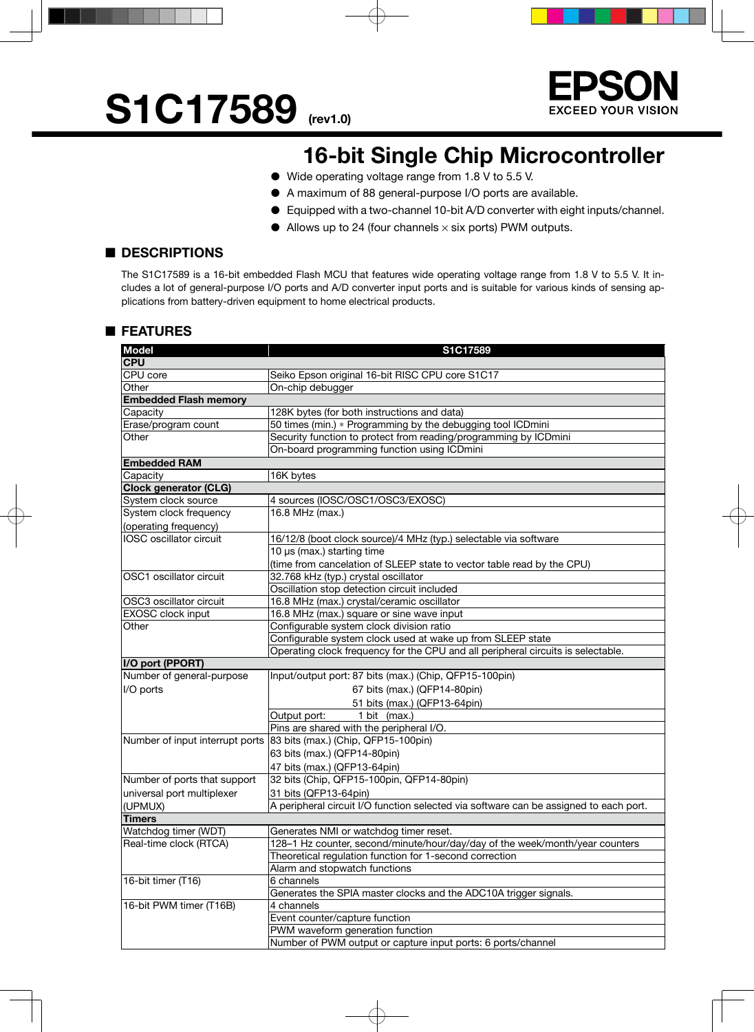# S1C17589 (rev1.0)

EPSON
EXCEED YOUR VISION

## 16-bit Single Chip Microcontroller

- Wide operating voltage range from 1.8 V to 5.5 V.
- A maximum of 88 general-purpose I/O ports are available.
- Equipped with a two-channel 10-bit A/D converter with eight inputs/channel.
- Allows up to 24 (four channels × six ports) PWM outputs.

## ■ DESCRIPTIONS

The S1C17589 is a 16-bit embedded Flash MCU that features wide operating voltage range from 1.8 V to 5.5 V. It includes a lot of general-purpose I/O ports and A/D converter input ports and is suitable for various kinds of sensing applications from battery-driven equipment to home electrical products.

## ■ FEATURES

| Model | S1C17589 |
|---|---|
| **CPU** | |
| CPU core | Seiko Epson original 16-bit RISC CPU core S1C17 |
| Other | On-chip debugger |
| **Embedded Flash memory** | |
| Capacity | 128K bytes (for both instructions and data) |
| Erase/program count | 50 times (min.) * Programming by the debugging tool ICDmini |
| Other | Security function to protect from reading/programming by ICDmini |
| | On-board programming function using ICDmini |
| **Embedded RAM** | |
| Capacity | 16K bytes |
| **Clock generator (CLG)** | |
| System clock source | 4 sources (IOSC/OSC1/OSC3/EXOSC) |
| System clock frequency (operating frequency) | 16.8 MHz (max.) |
| IOSC oscillator circuit | 16/12/8 (boot clock source)/4 MHz (typ.) selectable via software |
| | 10 µs (max.) starting time<br>(time from cancelation of SLEEP state to vector table read by the CPU) |
| OSC1 oscillator circuit | 32.768 kHz (typ.) crystal oscillator |
| | Oscillation stop detection circuit included |
| OSC3 oscillator circuit | 16.8 MHz (max.) crystal/ceramic oscillator |
| EXOSC clock input | 16.8 MHz (max.) square or sine wave input |
| Other | Configurable system clock division ratio |
| | Configurable system clock used at wake up from SLEEP state |
| | Operating clock frequency for the CPU and all peripheral circuits is selectable. |
| **I/O port (PPORT)** | |
| Number of general-purpose I/O ports | Input/output port: 87 bits (max.) (Chip, QFP15-100pin)<br>67 bits (max.) (QFP14-80pin)<br>51 bits (max.) (QFP13-64pin) |
| | Output port: 1 bit (max.) |
| | Pins are shared with the peripheral I/O. |
| Number of input interrupt ports | 83 bits (max.) (Chip, QFP15-100pin)<br>63 bits (max.) (QFP14-80pin)<br>47 bits (max.) (QFP13-64pin) |
| Number of ports that support universal port multiplexer (UPMUX) | 32 bits (Chip, QFP15-100pin, QFP14-80pin)<br>31 bits (QFP13-64pin) |
| | A peripheral circuit I/O function selected via software can be assigned to each port. |
| **Timers** | |
| Watchdog timer (WDT) | Generates NMI or watchdog timer reset. |
| Real-time clock (RTCA) | 128–1 Hz counter, second/minute/hour/day/day of the week/month/year counters |
| | Theoretical regulation function for 1-second correction |
| | Alarm and stopwatch functions |
| 16-bit timer (T16) | 6 channels |
| | Generates the SPIA master clocks and the ADC10A trigger signals. |
| 16-bit PWM timer (T16B) | 4 channels |
| | Event counter/capture function |
| | PWM waveform generation function |
| | Number of PWM output or capture input ports: 6 ports/channel |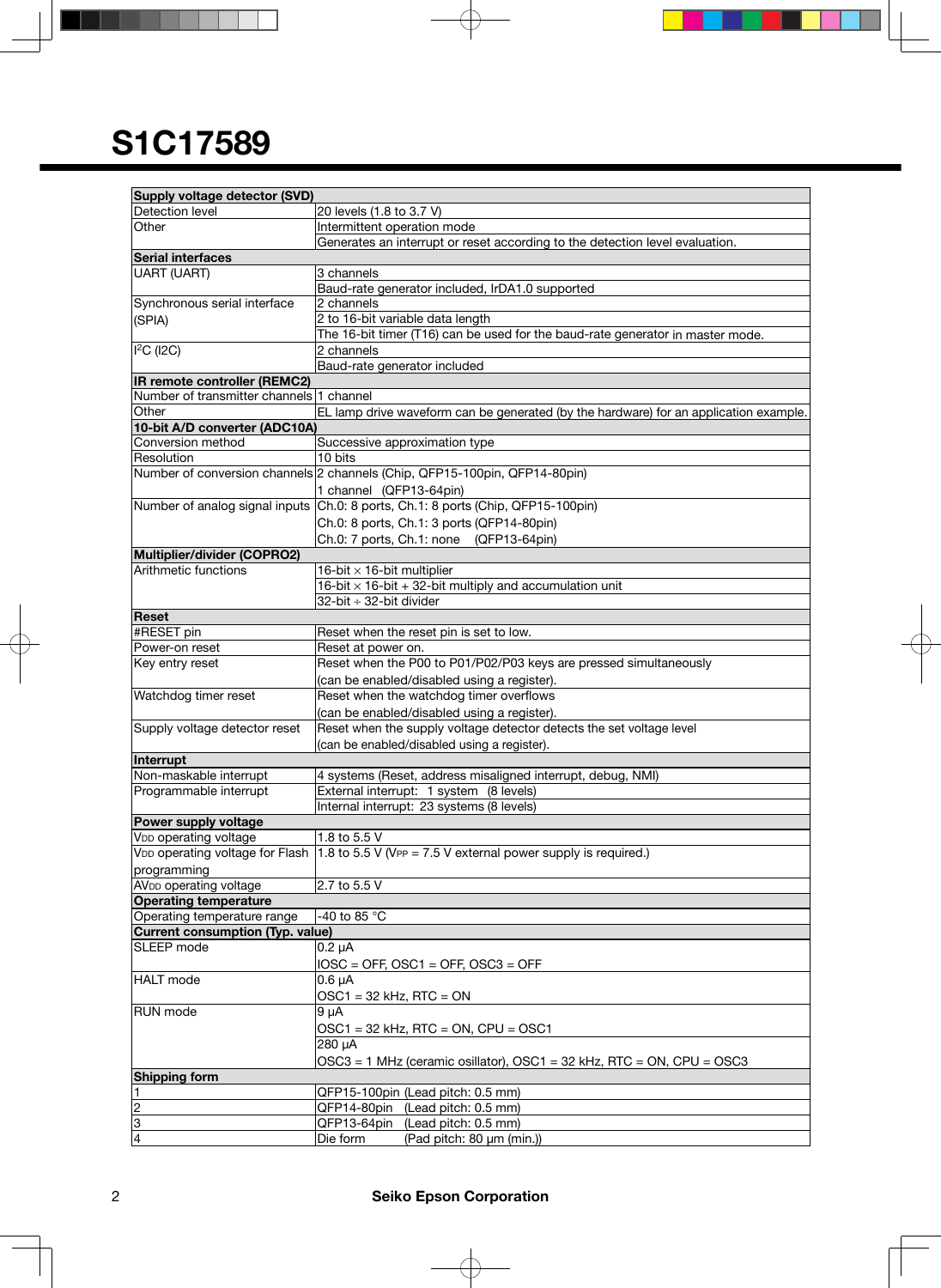# S1C17589

| Supply voltage detector (SVD) | |
|---|---|
| Detection level | 20 levels (1.8 to 3.7 V) |
| Other | Intermittent operation mode |
| | Generates an interrupt or reset according to the detection level evaluation. |
| **Serial interfaces** | |
| UART (UART) | 3 channels |
| | Baud-rate generator included, IrDA1.0 supported |
| Synchronous serial interface (SPIA) | 2 channels |
| | 2 to 16-bit variable data length |
| | The 16-bit timer (T16) can be used for the baud-rate generator in master mode. |
| $I^2C$ (I2C) | 2 channels |
| | Baud-rate generator included |
| **IR remote controller (REMC2)** | |
| Number of transmitter channels | 1 channel |
| Other | EL lamp drive waveform can be generated (by the hardware) for an application example. |
| **10-bit A/D converter (ADC10A)** | |
| Conversion method | Successive approximation type |
| Resolution | 10 bits |
| Number of conversion channels | 2 channels (Chip, QFP15-100pin, QFP14-80pin) |
| | 1 channel (QFP13-64pin) |
| Number of analog signal inputs | Ch.0: 8 ports, Ch.1: 8 ports (Chip, QFP15-100pin) |
| | Ch.0: 8 ports, Ch.1: 3 ports (QFP14-80pin) |
| | Ch.0: 7 ports, Ch.1: none (QFP13-64pin) |
| **Multiplier/divider (COPRO2)** | |
| Arithmetic functions | 16-bit × 16-bit multiplier |
| | 16-bit × 16-bit + 32-bit multiply and accumulation unit |
| | 32-bit ÷ 32-bit divider |
| **Reset** | |
| #RESET pin | Reset when the reset pin is set to low. |
| Power-on reset | Reset at power on. |
| Key entry reset | Reset when the P00 to P01/P02/P03 keys are pressed simultaneously (can be enabled/disabled using a register). |
| Watchdog timer reset | Reset when the watchdog timer overflows (can be enabled/disabled using a register). |
| Supply voltage detector reset | Reset when the supply voltage detector detects the set voltage level (can be enabled/disabled using a register). |
| **Interrupt** | |
| Non-maskable interrupt | 4 systems (Reset, address misaligned interrupt, debug, NMI) |
| Programmable interrupt | External interrupt: 1 system (8 levels) |
| | Internal interrupt: 23 systems (8 levels) |
| **Power supply voltage** | |
| $V_{DD}$ operating voltage | 1.8 to 5.5 V |
| $V_{DD}$ operating voltage for Flash programming | 1.8 to 5.5 V ($V_{PP}$ = 7.5 V external power supply is required.) |
| $AV_{DD}$ operating voltage | 2.7 to 5.5 V |
| **Operating temperature** | |
| Operating temperature range | -40 to 85 °C |
| **Current consumption (Typ. value)** | |
| SLEEP mode | 0.2 µA<br>IOSC = OFF, OSC1 = OFF, OSC3 = OFF |
| HALT mode | 0.6 µA<br>OSC1 = 32 kHz, RTC = ON |
| RUN mode | 9 µA<br>OSC1 = 32 kHz, RTC = ON, CPU = OSC1 |
| | 280 µA<br>OSC3 = 1 MHz (ceramic osillator), OSC1 = 32 kHz, RTC = ON, CPU = OSC3 |
| **Shipping form** | |
| 1 | QFP15-100pin (Lead pitch: 0.5 mm) |
| 2 | QFP14-80pin (Lead pitch: 0.5 mm) |
| 3 | QFP13-64pin (Lead pitch: 0.5 mm) |
| 4 | Die form (Pad pitch: 80 µm (min.)) |

Seiko Epson Corporation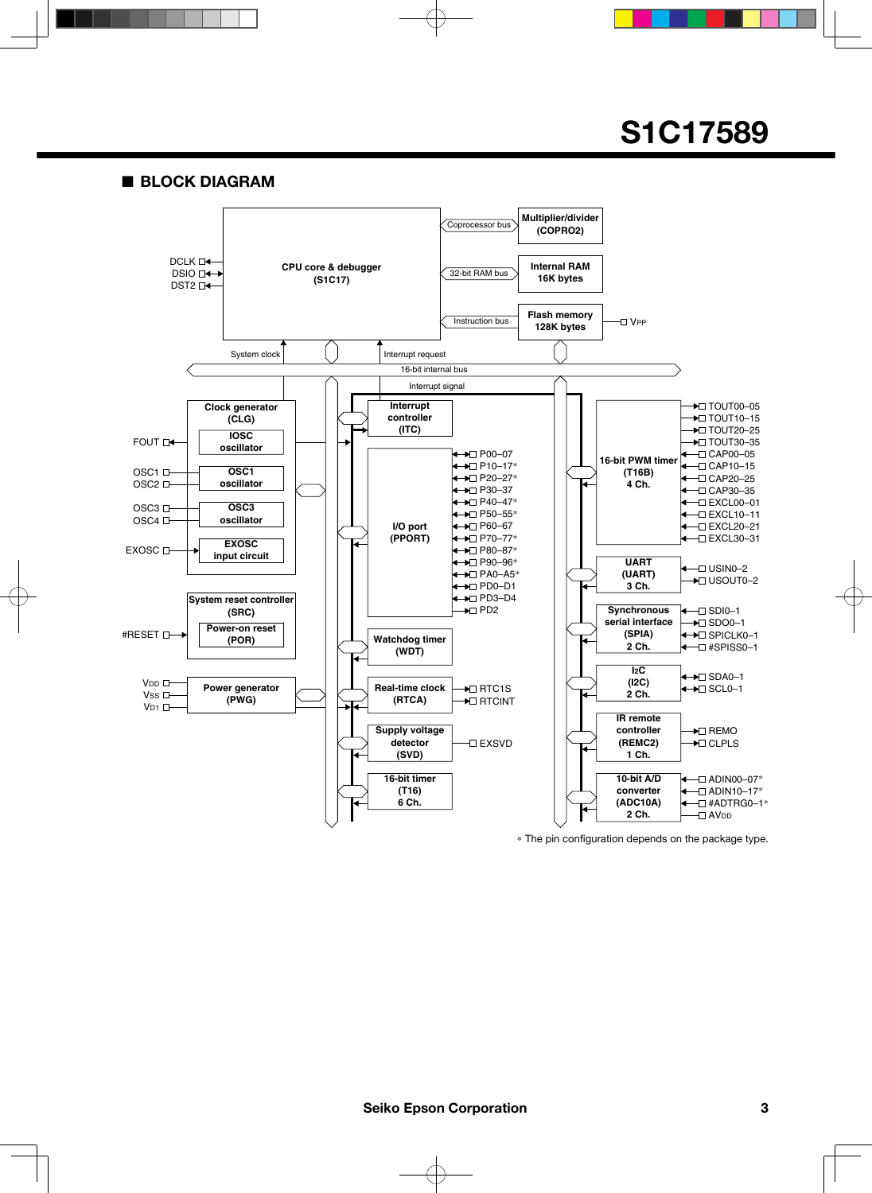## ■ BLOCK DIAGRAM

CPU core & debugger (S1C17)
- DCLK, DSIO, DST2
- Coprocessor bus — Multiplier/divider (COPRO2)
- 32-bit RAM bus — Internal RAM 16K bytes
- Instruction bus — Flash memory 128K bytes — VPP

System clock / Interrupt request / 16-bit internal bus / Interrupt signal

Clock generator (CLG)
- IOSC oscillator — FOUT
- OSC1 oscillator — OSC1, OSC2
- OSC3 oscillator — OSC3, OSC4
- EXOSC input circuit — EXOSC

System reset controller (SRC)
- Power-on reset (POR) — #RESET

Power generator (PWG) — VDD, VSS, VD1

Interrupt controller (ITC)

I/O port (PPORT) — P00–07, P10–17*, P20–27*, P30–37, P40–47*, P50–55*, P60–67, P70–77*, P80–87*, P90–96*, PA0–A5*, PD0–D1, PD3–D4, PD2

Watchdog timer (WDT)

Real-time clock (RTCA) — RTC1S, RTCINT

Supply voltage detector (SVD) — EXSVD

16-bit timer (T16) 6 Ch.

16-bit PWM timer (T16B) 4 Ch. — TOUT00–05, TOUT10–15, TOUT20–25, TOUT30–35, CAP00–05, CAP10–15, CAP20–25, CAP30–35, EXCL00–01, EXCL10–11, EXCL20–21, EXCL30–31

UART (UART) 3 Ch. — USIN0–2, USOUT0–2

Synchronous serial interface (SPIA) 2 Ch. — SDI0–1, SDO0–1, SPICLK0–1, #SPISS0–1

I2C (I2C) 2 Ch. — SDA0–1, SCL0–1

IR remote controller (REMC2) 1 Ch. — REMO, CLPLS

10-bit A/D converter (ADC10A) 2 Ch. — ADIN00–07*, ADIN10–17*, #ADTRG0–1*, AVDD

\* The pin configuration depends on the package type.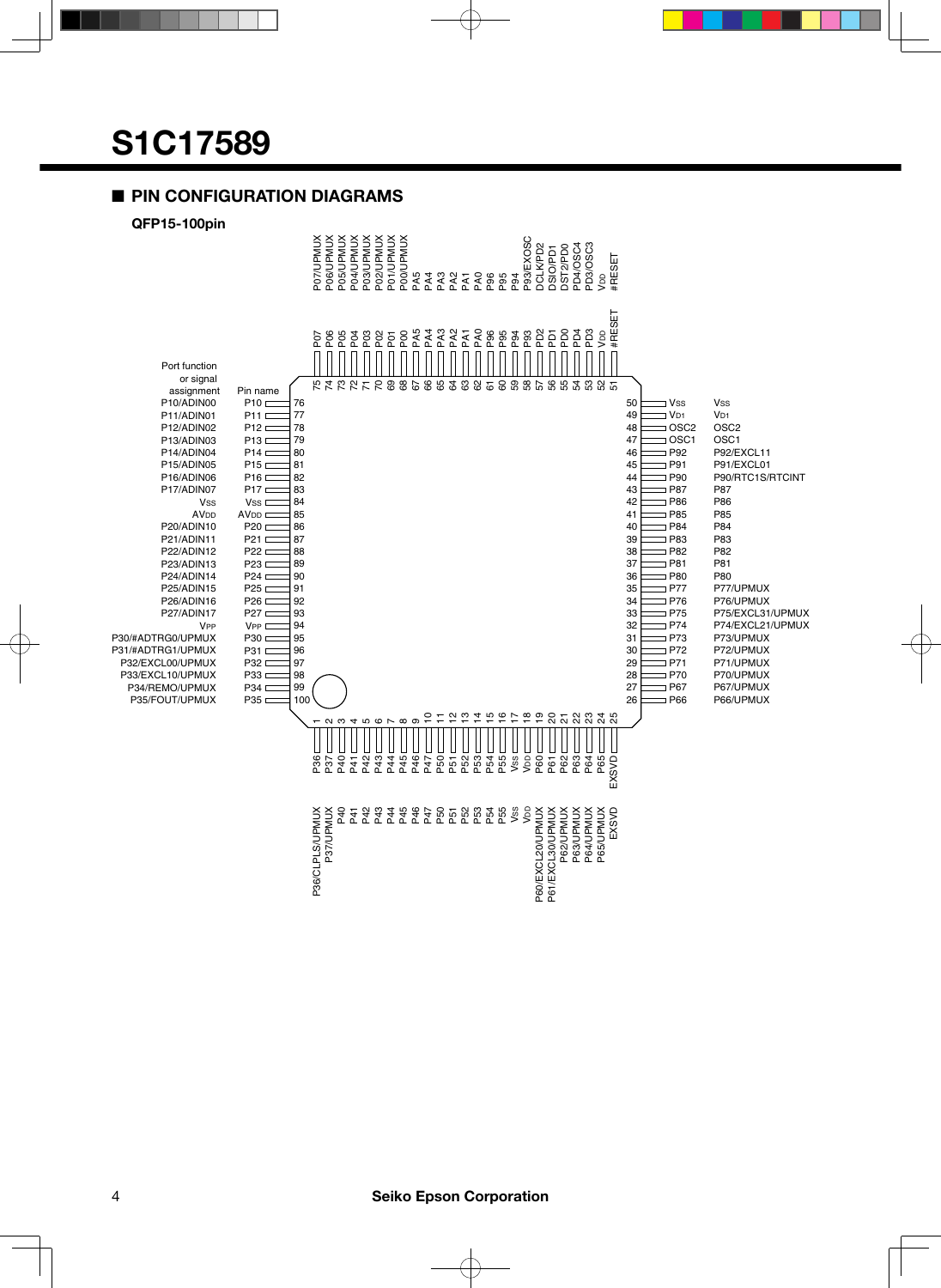# S1C17589

## ■ PIN CONFIGURATION DIAGRAMS

### QFP15-100pin

| Pin No. | Pin name | Port function or signal assignment |
|---|---|---|
| 1 | P36 | P36/CLPLS/UPMUX |
| 2 | P37 | P37/UPMUX |
| 3 | P40 | P40 |
| 4 | P41 | P41 |
| 5 | P42 | P42 |
| 6 | P43 | P43 |
| 7 | P44 | P44 |
| 8 | P45 | P45 |
| 9 | P46 | P46 |
| 10 | P47 | P47 |
| 11 | P50 | P50 |
| 12 | P51 | P51 |
| 13 | P52 | P52 |
| 14 | P53 | P53 |
| 15 | P54 | P54 |
| 16 | P55 | P55 |
| 17 | VSS | VSS |
| 18 | VDD | VDD |
| 19 | P60 | P60/EXCL20/UPMUX |
| 20 | P61 | P61/EXCL30/UPMUX |
| 21 | P62 | P62/UPMUX |
| 22 | P63 | P63/UPMUX |
| 23 | P64 | P64/UPMUX |
| 24 | P65 | P65/UPMUX |
| 25 | EXSVD | EXSVD |
| 26 | P66 | P66/UPMUX |
| 27 | P67 | P67/UPMUX |
| 28 | P70 | P70/UPMUX |
| 29 | P71 | P71/UPMUX |
| 30 | P72 | P72/UPMUX |
| 31 | P73 | P73/UPMUX |
| 32 | P74 | P74/EXCL21/UPMUX |
| 33 | P75 | P75/EXCL31/UPMUX |
| 34 | P76 | P76/UPMUX |
| 35 | P77 | P77/UPMUX |
| 36 | P80 | P80 |
| 37 | P81 | P81 |
| 38 | P82 | P82 |
| 39 | P83 | P83 |
| 40 | P84 | P84 |
| 41 | P85 | P85 |
| 42 | P86 | P86 |
| 43 | P87 | P87 |
| 44 | P90 | P90/RTC1S/RTCINT |
| 45 | P91 | P91/EXCL01 |
| 46 | P92 | P92/EXCL11 |
| 47 | OSC1 | OSC1 |
| 48 | OSC2 | OSC2 |
| 49 | VD1 | VD1 |
| 50 | VSS | VSS |
| 51 | #RESET | #RESET |
| 52 | VDD | VDD |
| 53 | PD3 | PD3/OSC3 |
| 54 | PD4 | PD4/OSC4 |
| 55 | PD0 | DST2/PD0 |
| 56 | PD1 | DSIO/PD1 |
| 57 | PD2 | DCLK/PD2 |
| 58 | P93 | P93/EXOSC |
| 59 | P94 | P94 |
| 60 | P95 | P95 |
| 61 | P96 | P96 |
| 62 | PA0 | PA0 |
| 63 | PA1 | PA1 |
| 64 | PA2 | PA2 |
| 65 | PA3 | PA3 |
| 66 | PA4 | PA4 |
| 67 | PA5 | PA5 |
| 68 | P00 | P00/UPMUX |
| 69 | P01 | P01/UPMUX |
| 70 | P02 | P02/UPMUX |
| 71 | P03 | P03/UPMUX |
| 72 | P04 | P04/UPMUX |
| 73 | P05 | P05/UPMUX |
| 74 | P06 | P06/UPMUX |
| 75 | P07 | P07/UPMUX |
| 76 | P10 | P10/ADIN00 |
| 77 | P11 | P11/ADIN01 |
| 78 | P12 | P12/ADIN02 |
| 79 | P13 | P13/ADIN03 |
| 80 | P14 | P14/ADIN04 |
| 81 | P15 | P15/ADIN05 |
| 82 | P16 | P16/ADIN06 |
| 83 | P17 | P17/ADIN07 |
| 84 | VSS | VSS |
| 85 | AVDD | AVDD |
| 86 | P20 | P20/ADIN10 |
| 87 | P21 | P21/ADIN11 |
| 88 | P22 | P22/ADIN12 |
| 89 | P23 | P23/ADIN13 |
| 90 | P24 | P24/ADIN14 |
| 91 | P25 | P25/ADIN15 |
| 92 | P26 | P26/ADIN16 |
| 93 | P27 | P27/ADIN17 |
| 94 | VPP | VPP |
| 95 | P30 | P30/#ADTRG0/UPMUX |
| 96 | P31 | P31/#ADTRG1/UPMUX |
| 97 | P32 | P32/EXCL00/UPMUX |
| 98 | P33 | P33/EXCL10/UPMUX |
| 99 | P34 | P34/REMO/UPMUX |
| 100 | P35 | P35/FOUT/UPMUX |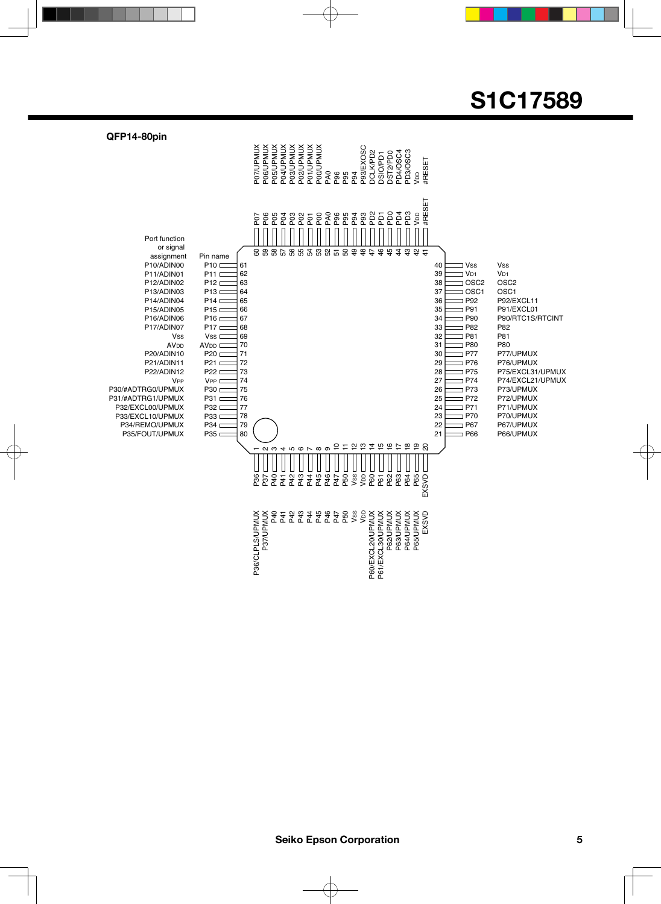## QFP14-80pin

| Pin No. | Pin name | Port function or signal assignment |
|---|---|---|
| 1 | P36 | P36/CLPLS/UPMUX |
| 2 | P37 | P37/UPMUX |
| 3 | P40 | P40 |
| 4 | P41 | P41 |
| 5 | P42 | P42 |
| 6 | P43 | P43 |
| 7 | P44 | P44 |
| 8 | P45 | P45 |
| 9 | P46 | P46 |
| 10 | P47 | P47 |
| 11 | P50 | P50 |
| 12 | $V_{SS}$ | $V_{SS}$ |
| 13 | $V_{DD}$ | $V_{DD}$ |
| 14 | P60 | P60/EXCL20/UPMUX |
| 15 | P61 | P61/EXCL30/UPMUX |
| 16 | P62 | P62/UPMUX |
| 17 | P63 | P63/UPMUX |
| 18 | P64 | P64/UPMUX |
| 19 | P65 | P65/UPMUX |
| 20 | EXSVD | EXSVD |
| 21 | P66 | P66/UPMUX |
| 22 | P67 | P67/UPMUX |
| 23 | P70 | P70/UPMUX |
| 24 | P71 | P71/UPMUX |
| 25 | P72 | P72/UPMUX |
| 26 | P73 | P73/UPMUX |
| 27 | P74 | P74/EXCL21/UPMUX |
| 28 | P75 | P75/EXCL31/UPMUX |
| 29 | P76 | P76/UPMUX |
| 30 | P77 | P77/UPMUX |
| 31 | P80 | P80 |
| 32 | P81 | P81 |
| 33 | P82 | P82 |
| 34 | P90 | P90/RTC1S/RTCINT |
| 35 | P91 | P91/EXCL01 |
| 36 | P92 | P92/EXCL11 |
| 37 | OSC1 | OSC1 |
| 38 | OSC2 | OSC2 |
| 39 | $V_{D1}$ | $V_{D1}$ |
| 40 | $V_{SS}$ | $V_{SS}$ |
| 41 | #RESET | #RESET |
| 42 | $V_{DD}$ | $V_{DD}$ |
| 43 | PD3 | PD3/OSC3 |
| 44 | PD4 | PD4/OSC4 |
| 45 | PD0 | DST2/PD0 |
| 46 | PD1 | DSIO/PD1 |
| 47 | PD2 | DCLK/PD2 |
| 48 | P93 | P93/EXOSC |
| 49 | P94 | P94 |
| 50 | P95 | P95 |
| 51 | P96 | P96 |
| 52 | PA0 | PA0 |
| 53 | P00 | P00/UPMUX |
| 54 | P01 | P01/UPMUX |
| 55 | P02 | P02/UPMUX |
| 56 | P03 | P03/UPMUX |
| 57 | P04 | P04/UPMUX |
| 58 | P05 | P05/UPMUX |
| 59 | P06 | P06/UPMUX |
| 60 | P07 | P07/UPMUX |
| 61 | P10 | P10/ADIN00 |
| 62 | P11 | P11/ADIN01 |
| 63 | P12 | P12/ADIN02 |
| 64 | P13 | P13/ADIN03 |
| 65 | P14 | P14/ADIN04 |
| 66 | P15 | P15/ADIN05 |
| 67 | P16 | P16/ADIN06 |
| 68 | P17 | P17/ADIN07 |
| 69 | $V_{SS}$ | $V_{SS}$ |
| 70 | $AV_{DD}$ | $AV_{DD}$ |
| 71 | P20 | P20/ADIN10 |
| 72 | P21 | P21/ADIN11 |
| 73 | P22 | P22/ADIN12 |
| 74 | $V_{PP}$ | $V_{PP}$ |
| 75 | P30 | P30/#ADTRG0/UPMUX |
| 76 | P31 | P31/#ADTRG1/UPMUX |
| 77 | P32 | P32/EXCL00/UPMUX |
| 78 | P33 | P33/EXCL10/UPMUX |
| 79 | P34 | P34/REMO/UPMUX |
| 80 | P35 | P35/FOUT/UPMUX |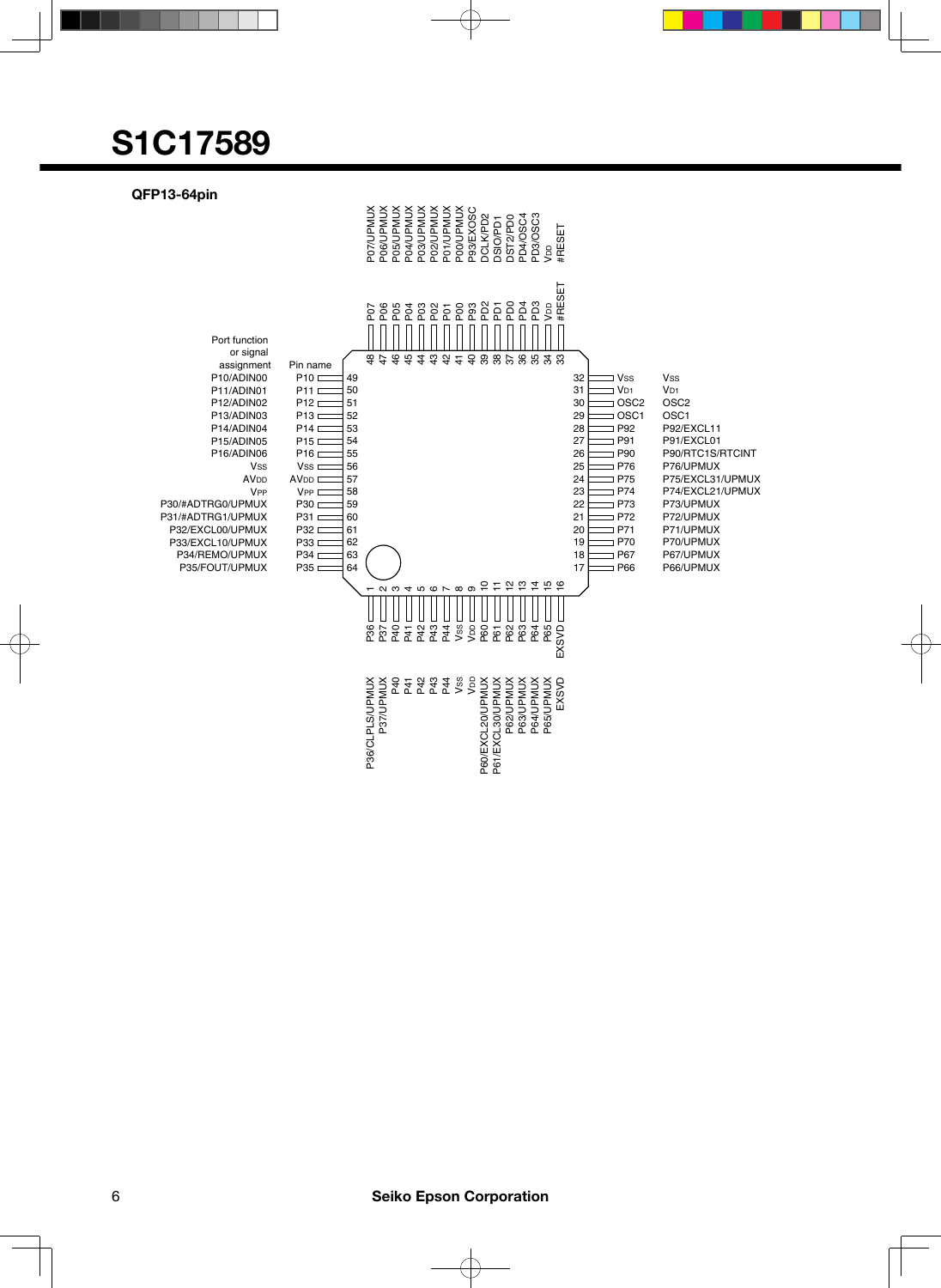# S1C17589

**QFP13-64pin**

| Pin No. | Pin name | Port function or signal assignment |
|---|---|---|
| 1 | P36 | P36/CLPLS/UPMUX |
| 2 | P37 | P37/UPMUX |
| 3 | P40 | P40 |
| 4 | P41 | P41 |
| 5 | P42 | P42 |
| 6 | P43 | P43 |
| 7 | P44 | P44 |
| 8 | VSS | VSS |
| 9 | VDD | VDD |
| 10 | P60 | P60/EXCL20/UPMUX |
| 11 | P61 | P61/EXCL30/UPMUX |
| 12 | P62 | P62/UPMUX |
| 13 | P63 | P63/UPMUX |
| 14 | P64 | P64/UPMUX |
| 15 | P65 | P65/UPMUX |
| 16 | EXSVD | EXSVD |
| 17 | P66 | P66/UPMUX |
| 18 | P67 | P67/UPMUX |
| 19 | P70 | P70/UPMUX |
| 20 | P71 | P71/UPMUX |
| 21 | P72 | P72/UPMUX |
| 22 | P73 | P73/UPMUX |
| 23 | P74 | P74/EXCL21/UPMUX |
| 24 | P75 | P75/EXCL31/UPMUX |
| 25 | P76 | P76/UPMUX |
| 26 | P90 | P90/RTC1S/RTCINT |
| 27 | P91 | P91/EXCL01 |
| 28 | P92 | P92/EXCL11 |
| 29 | OSC1 | OSC1 |
| 30 | OSC2 | OSC2 |
| 31 | VD1 | VD1 |
| 32 | VSS | VSS |
| 33 | #RESET | #RESET |
| 34 | VDD | VDD |
| 35 | PD3 | PD3/OSC3 |
| 36 | PD4 | PD4/OSC4 |
| 37 | PD0 | DST2/PD0 |
| 38 | PD1 | DSIO/PD1 |
| 39 | PD2 | DCLK/PD2 |
| 40 | P93 | P93/EXOSC |
| 41 | P00 | P00/UPMUX |
| 42 | P01 | P01/UPMUX |
| 43 | P02 | P02/UPMUX |
| 44 | P03 | P03/UPMUX |
| 45 | P04 | P04/UPMUX |
| 46 | P05 | P05/UPMUX |
| 47 | P06 | P06/UPMUX |
| 48 | P07 | P07/UPMUX |
| 49 | P10 | P10/ADIN00 |
| 50 | P11 | P11/ADIN01 |
| 51 | P12 | P12/ADIN02 |
| 52 | P13 | P13/ADIN03 |
| 53 | P14 | P14/ADIN04 |
| 54 | P15 | P15/ADIN05 |
| 55 | P16 | P16/ADIN06 |
| 56 | VSS | VSS |
| 57 | AVDD | AVDD |
| 58 | VPP | VPP |
| 59 | P30 | P30/#ADTRG0/UPMUX |
| 60 | P31 | P31/#ADTRG1/UPMUX |
| 61 | P32 | P32/EXCL00/UPMUX |
| 62 | P33 | P33/EXCL10/UPMUX |
| 63 | P34 | P34/REMO/UPMUX |
| 64 | P35 | P35/FOUT/UPMUX |

Seiko Epson Corporation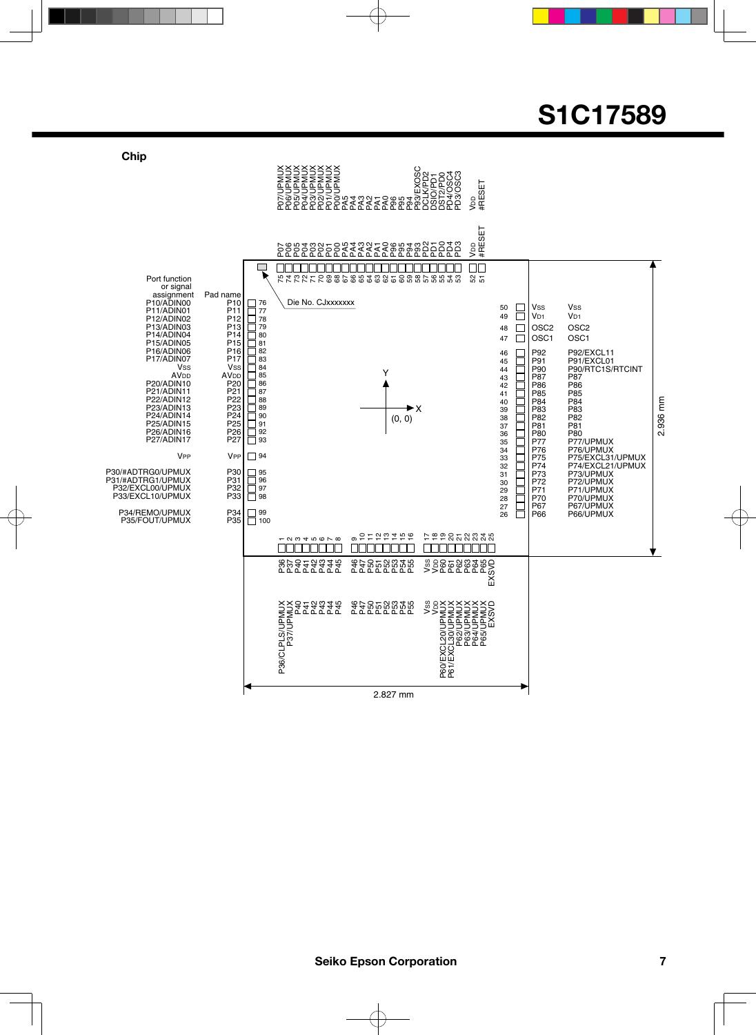## Chip

Die No. CJxxxxxxx

Chip size: 2.827 mm (X) × 2.936 mm (Y), origin (0, 0) at chip center.

| Pad No. | Pad name | Port function or signal assignment |
|---|---|---|
| 1 | P36 | P36/CLPLS/UPMUX |
| 2 | P37 | P37/UPMUX |
| 3 | P40 | P40 |
| 4 | P41 | P41 |
| 5 | P42 | P42 |
| 6 | P43 | P43 |
| 7 | P44 | P44 |
| 8 | P45 | P45 |
| 9 | P46 | P46 |
| 10 | P47 | P47 |
| 11 | P50 | P50 |
| 12 | P51 | P51 |
| 13 | P52 | P52 |
| 14 | P53 | P53 |
| 15 | P54 | P54 |
| 16 | P55 | P55 |
| 17 | VSS | VSS |
| 18 | VDD | VDD |
| 19 | P60 | P60/EXCL20/UPMUX |
| 20 | P61 | P61/EXCL30/UPMUX |
| 21 | P62 | P62/UPMUX |
| 22 | P63 | P63/UPMUX |
| 23 | P64 | P64/UPMUX |
| 24 | P65 | P65/UPMUX |
| 25 | EXSVD | EXSVD |
| 26 | P66 | P66/UPMUX |
| 27 | P67 | P67/UPMUX |
| 28 | P70 | P70/UPMUX |
| 29 | P71 | P71/UPMUX |
| 30 | P72 | P72/UPMUX |
| 31 | P73 | P73/UPMUX |
| 32 | P74 | P74/EXCL21/UPMUX |
| 33 | P75 | P75/EXCL31/UPMUX |
| 34 | P76 | P76/UPMUX |
| 35 | P77 | P77/UPMUX |
| 36 | P80 | P80 |
| 37 | P81 | P81 |
| 38 | P82 | P82 |
| 39 | P83 | P83 |
| 40 | P84 | P84 |
| 41 | P85 | P85 |
| 42 | P86 | P86 |
| 43 | P87 | P87 |
| 44 | P90 | P90/RTC1S/RTCINT |
| 45 | P91 | P91/EXCL01 |
| 46 | P92 | P92/EXCL11 |
| 47 | OSC1 | OSC1 |
| 48 | OSC2 | OSC2 |
| 49 | VD1 | VD1 |
| 50 | VSS | VSS |
| 51 | #RESET | #RESET |
| 52 | VDD | VDD |
| 53 | PD3 | PD3/OSC3 |
| 54 | PD4 | PD4/OSC4 |
| 55 | PD0 | DST2/PD0 |
| 56 | PD1 | DSIO/PD1 |
| 57 | PD2 | DCLK/PD2 |
| 58 | P93 | P93/EXOSC |
| 59 | P94 | P94 |
| 60 | P95 | P95 |
| 61 | P96 | P96 |
| 62 | PA0 | PA0 |
| 63 | PA1 | PA1 |
| 64 | PA2 | PA2 |
| 65 | PA3 | PA3 |
| 66 | PA4 | PA4 |
| 67 | PA5 | PA5 |
| 68 | P00 | P00/UPMUX |
| 69 | P01 | P01/UPMUX |
| 70 | P02 | P02/UPMUX |
| 71 | P03 | P03/UPMUX |
| 72 | P04 | P04/UPMUX |
| 73 | P05 | P05/UPMUX |
| 74 | P06 | P06/UPMUX |
| 75 | P07 | P07/UPMUX |
| 76 | P10 | P10/ADIN00 |
| 77 | P11 | P11/ADIN01 |
| 78 | P12 | P12/ADIN02 |
| 79 | P13 | P13/ADIN03 |
| 80 | P14 | P14/ADIN04 |
| 81 | P15 | P15/ADIN05 |
| 82 | P16 | P16/ADIN06 |
| 83 | P17 | P17/ADIN07 |
| 84 | VSS | VSS |
| 85 | AVDD | AVDD |
| 86 | P20 | P20/ADIN10 |
| 87 | P21 | P21/ADIN11 |
| 88 | P22 | P22/ADIN12 |
| 89 | P23 | P23/ADIN13 |
| 90 | P24 | P24/ADIN14 |
| 91 | P25 | P25/ADIN15 |
| 92 | P26 | P26/ADIN16 |
| 93 | P27 | P27/ADIN17 |
| 94 | VPP | VPP |
| 95 | P30 | P30/#ADTRG0/UPMUX |
| 96 | P31 | P31/#ADTRG1/UPMUX |
| 97 | P32 | P32/EXCL00/UPMUX |
| 98 | P33 | P33/EXCL10/UPMUX |
| 99 | P34 | P34/REMO/UPMUX |
| 100 | P35 | P35/FOUT/UPMUX |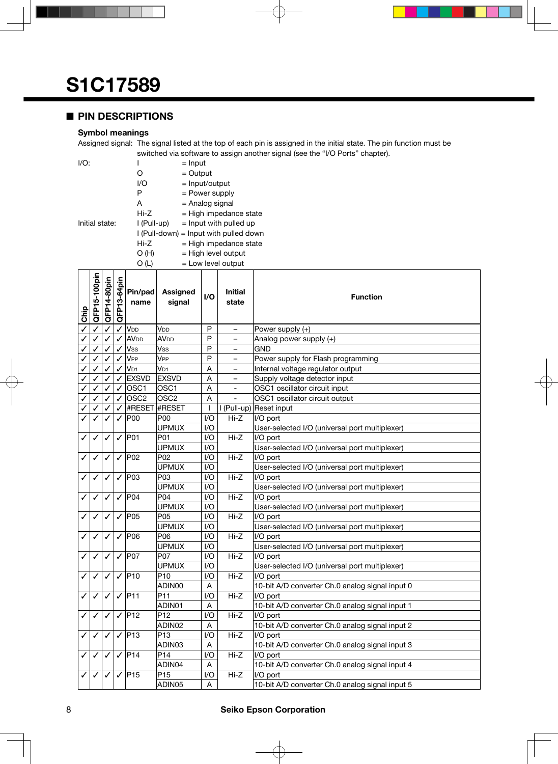# S1C17589

## ■ PIN DESCRIPTIONS

### Symbol meanings

Assigned signal: The signal listed at the top of each pin is assigned in the initial state. The pin function must be switched via software to assign another signal (see the “I/O Ports” chapter).

I/O:
- I = Input
- O = Output
- I/O = Input/output
- P = Power supply
- A = Analog signal
- Hi-Z = High impedance state

Initial state:
- I (Pull-up) = Input with pulled up
- I (Pull-down) = Input with pulled down
- Hi-Z = High impedance state
- O (H) = High level output
- O (L) = Low level output

| Chip | QFP15-100pin | QFP14-80pin | QFP13-64pin | Pin/pad name | Assigned signal | I/O | Initial state | Function |
|---|---|---|---|---|---|---|---|---|
| ✓ | ✓ | ✓ | ✓ | $V_{DD}$ | $V_{DD}$ | P | – | Power supply (+) |
| ✓ | ✓ | ✓ | ✓ | $AV_{DD}$ | $AV_{DD}$ | P | – | Analog power supply (+) |
| ✓ | ✓ | ✓ | ✓ | $V_{SS}$ | $V_{SS}$ | P | – | GND |
| ✓ | ✓ | ✓ | ✓ | $V_{PP}$ | $V_{PP}$ | P | – | Power supply for Flash programming |
| ✓ | ✓ | ✓ | ✓ | $V_{D1}$ | $V_{D1}$ | A | – | Internal voltage regulator output |
| ✓ | ✓ | ✓ | ✓ | EXSVD | EXSVD | A | – | Supply voltage detector input |
| ✓ | ✓ | ✓ | ✓ | OSC1 | OSC1 | A | - | OSC1 oscillator circuit input |
| ✓ | ✓ | ✓ | ✓ | OSC2 | OSC2 | A | - | OSC1 oscillator circuit output |
| ✓ | ✓ | ✓ | ✓ | #RESET | #RESET | I | I (Pull-up) | Reset input |
| ✓ | ✓ | ✓ | ✓ | P00 | P00 | I/O | Hi-Z | I/O port |
| | | | | | UPMUX | I/O | | User-selected I/O (universal port multiplexer) |
| ✓ | ✓ | ✓ | ✓ | P01 | P01 | I/O | Hi-Z | I/O port |
| | | | | | UPMUX | I/O | | User-selected I/O (universal port multiplexer) |
| ✓ | ✓ | ✓ | ✓ | P02 | P02 | I/O | Hi-Z | I/O port |
| | | | | | UPMUX | I/O | | User-selected I/O (universal port multiplexer) |
| ✓ | ✓ | ✓ | ✓ | P03 | P03 | I/O | Hi-Z | I/O port |
| | | | | | UPMUX | I/O | | User-selected I/O (universal port multiplexer) |
| ✓ | ✓ | ✓ | ✓ | P04 | P04 | I/O | Hi-Z | I/O port |
| | | | | | UPMUX | I/O | | User-selected I/O (universal port multiplexer) |
| ✓ | ✓ | ✓ | ✓ | P05 | P05 | I/O | Hi-Z | I/O port |
| | | | | | UPMUX | I/O | | User-selected I/O (universal port multiplexer) |
| ✓ | ✓ | ✓ | ✓ | P06 | P06 | I/O | Hi-Z | I/O port |
| | | | | | UPMUX | I/O | | User-selected I/O (universal port multiplexer) |
| ✓ | ✓ | ✓ | ✓ | P07 | P07 | I/O | Hi-Z | I/O port |
| | | | | | UPMUX | I/O | | User-selected I/O (universal port multiplexer) |
| ✓ | ✓ | ✓ | ✓ | P10 | P10 | I/O | Hi-Z | I/O port |
| | | | | | ADIN00 | A | | 10-bit A/D converter Ch.0 analog signal input 0 |
| ✓ | ✓ | ✓ | ✓ | P11 | P11 | I/O | Hi-Z | I/O port |
| | | | | | ADIN01 | A | | 10-bit A/D converter Ch.0 analog signal input 1 |
| ✓ | ✓ | ✓ | ✓ | P12 | P12 | I/O | Hi-Z | I/O port |
| | | | | | ADIN02 | A | | 10-bit A/D converter Ch.0 analog signal input 2 |
| ✓ | ✓ | ✓ | ✓ | P13 | P13 | I/O | Hi-Z | I/O port |
| | | | | | ADIN03 | A | | 10-bit A/D converter Ch.0 analog signal input 3 |
| ✓ | ✓ | ✓ | ✓ | P14 | P14 | I/O | Hi-Z | I/O port |
| | | | | | ADIN04 | A | | 10-bit A/D converter Ch.0 analog signal input 4 |
| ✓ | ✓ | ✓ | ✓ | P15 | P15 | I/O | Hi-Z | I/O port |
| | | | | | ADIN05 | A | | 10-bit A/D converter Ch.0 analog signal input 5 |

Seiko Epson Corporation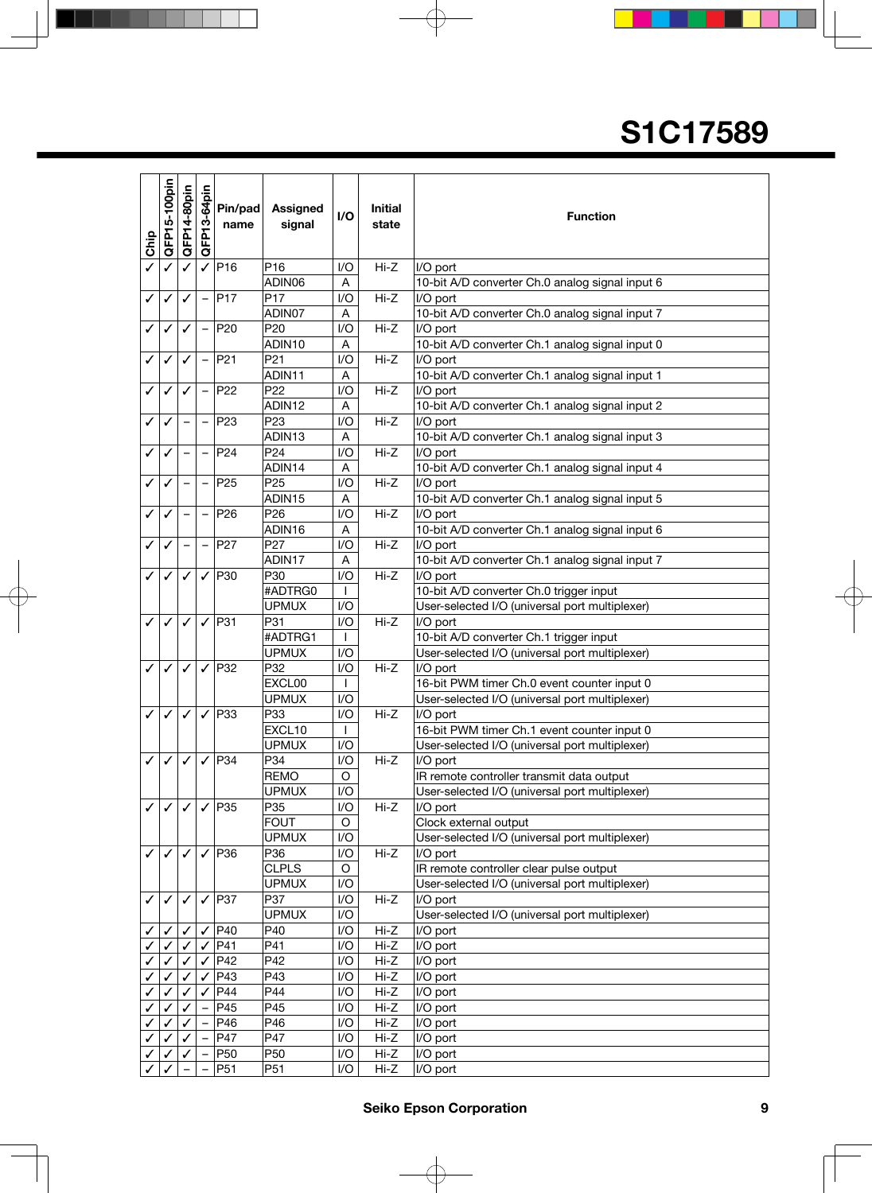| Chip | QFP15-100pin | QFP14-80pin | QFP13-64pin | Pin/pad name | Assigned signal | I/O | Initial state | Function |
|---|---|---|---|---|---|---|---|---|
| ✓ | ✓ | ✓ | ✓ | P16 | P16 | I/O | Hi-Z | I/O port |
| | | | | | ADIN06 | A | | 10-bit A/D converter Ch.0 analog signal input 6 |
| ✓ | ✓ | ✓ | – | P17 | P17 | I/O | Hi-Z | I/O port |
| | | | | | ADIN07 | A | | 10-bit A/D converter Ch.0 analog signal input 7 |
| ✓ | ✓ | ✓ | – | P20 | P20 | I/O | Hi-Z | I/O port |
| | | | | | ADIN10 | A | | 10-bit A/D converter Ch.1 analog signal input 0 |
| ✓ | ✓ | ✓ | – | P21 | P21 | I/O | Hi-Z | I/O port |
| | | | | | ADIN11 | A | | 10-bit A/D converter Ch.1 analog signal input 1 |
| ✓ | ✓ | ✓ | – | P22 | P22 | I/O | Hi-Z | I/O port |
| | | | | | ADIN12 | A | | 10-bit A/D converter Ch.1 analog signal input 2 |
| ✓ | ✓ | – | – | P23 | P23 | I/O | Hi-Z | I/O port |
| | | | | | ADIN13 | A | | 10-bit A/D converter Ch.1 analog signal input 3 |
| ✓ | ✓ | – | – | P24 | P24 | I/O | Hi-Z | I/O port |
| | | | | | ADIN14 | A | | 10-bit A/D converter Ch.1 analog signal input 4 |
| ✓ | ✓ | – | – | P25 | P25 | I/O | Hi-Z | I/O port |
| | | | | | ADIN15 | A | | 10-bit A/D converter Ch.1 analog signal input 5 |
| ✓ | ✓ | – | – | P26 | P26 | I/O | Hi-Z | I/O port |
| | | | | | ADIN16 | A | | 10-bit A/D converter Ch.1 analog signal input 6 |
| ✓ | ✓ | – | – | P27 | P27 | I/O | Hi-Z | I/O port |
| | | | | | ADIN17 | A | | 10-bit A/D converter Ch.1 analog signal input 7 |
| ✓ | ✓ | ✓ | ✓ | P30 | P30 | I/O | Hi-Z | I/O port |
| | | | | | #ADTRG0 | I | | 10-bit A/D converter Ch.0 trigger input |
| | | | | | UPMUX | I/O | | User-selected I/O (universal port multiplexer) |
| ✓ | ✓ | ✓ | ✓ | P31 | P31 | I/O | Hi-Z | I/O port |
| | | | | | #ADTRG1 | I | | 10-bit A/D converter Ch.1 trigger input |
| | | | | | UPMUX | I/O | | User-selected I/O (universal port multiplexer) |
| ✓ | ✓ | ✓ | ✓ | P32 | P32 | I/O | Hi-Z | I/O port |
| | | | | | EXCL00 | I | | 16-bit PWM timer Ch.0 event counter input 0 |
| | | | | | UPMUX | I/O | | User-selected I/O (universal port multiplexer) |
| ✓ | ✓ | ✓ | ✓ | P33 | P33 | I/O | Hi-Z | I/O port |
| | | | | | EXCL10 | I | | 16-bit PWM timer Ch.1 event counter input 0 |
| | | | | | UPMUX | I/O | | User-selected I/O (universal port multiplexer) |
| ✓ | ✓ | ✓ | ✓ | P34 | P34 | I/O | Hi-Z | I/O port |
| | | | | | REMO | O | | IR remote controller transmit data output |
| | | | | | UPMUX | I/O | | User-selected I/O (universal port multiplexer) |
| ✓ | ✓ | ✓ | ✓ | P35 | P35 | I/O | Hi-Z | I/O port |
| | | | | | FOUT | O | | Clock external output |
| | | | | | UPMUX | I/O | | User-selected I/O (universal port multiplexer) |
| ✓ | ✓ | ✓ | ✓ | P36 | P36 | I/O | Hi-Z | I/O port |
| | | | | | CLPLS | O | | IR remote controller clear pulse output |
| | | | | | UPMUX | I/O | | User-selected I/O (universal port multiplexer) |
| ✓ | ✓ | ✓ | ✓ | P37 | P37 | I/O | Hi-Z | I/O port |
| | | | | | UPMUX | I/O | | User-selected I/O (universal port multiplexer) |
| ✓ | ✓ | ✓ | ✓ | P40 | P40 | I/O | Hi-Z | I/O port |
| ✓ | ✓ | ✓ | ✓ | P41 | P41 | I/O | Hi-Z | I/O port |
| ✓ | ✓ | ✓ | ✓ | P42 | P42 | I/O | Hi-Z | I/O port |
| ✓ | ✓ | ✓ | ✓ | P43 | P43 | I/O | Hi-Z | I/O port |
| ✓ | ✓ | ✓ | ✓ | P44 | P44 | I/O | Hi-Z | I/O port |
| ✓ | ✓ | ✓ | – | P45 | P45 | I/O | Hi-Z | I/O port |
| ✓ | ✓ | ✓ | – | P46 | P46 | I/O | Hi-Z | I/O port |
| ✓ | ✓ | ✓ | – | P47 | P47 | I/O | Hi-Z | I/O port |
| ✓ | ✓ | ✓ | – | P50 | P50 | I/O | Hi-Z | I/O port |
| ✓ | ✓ | – | – | P51 | P51 | I/O | Hi-Z | I/O port |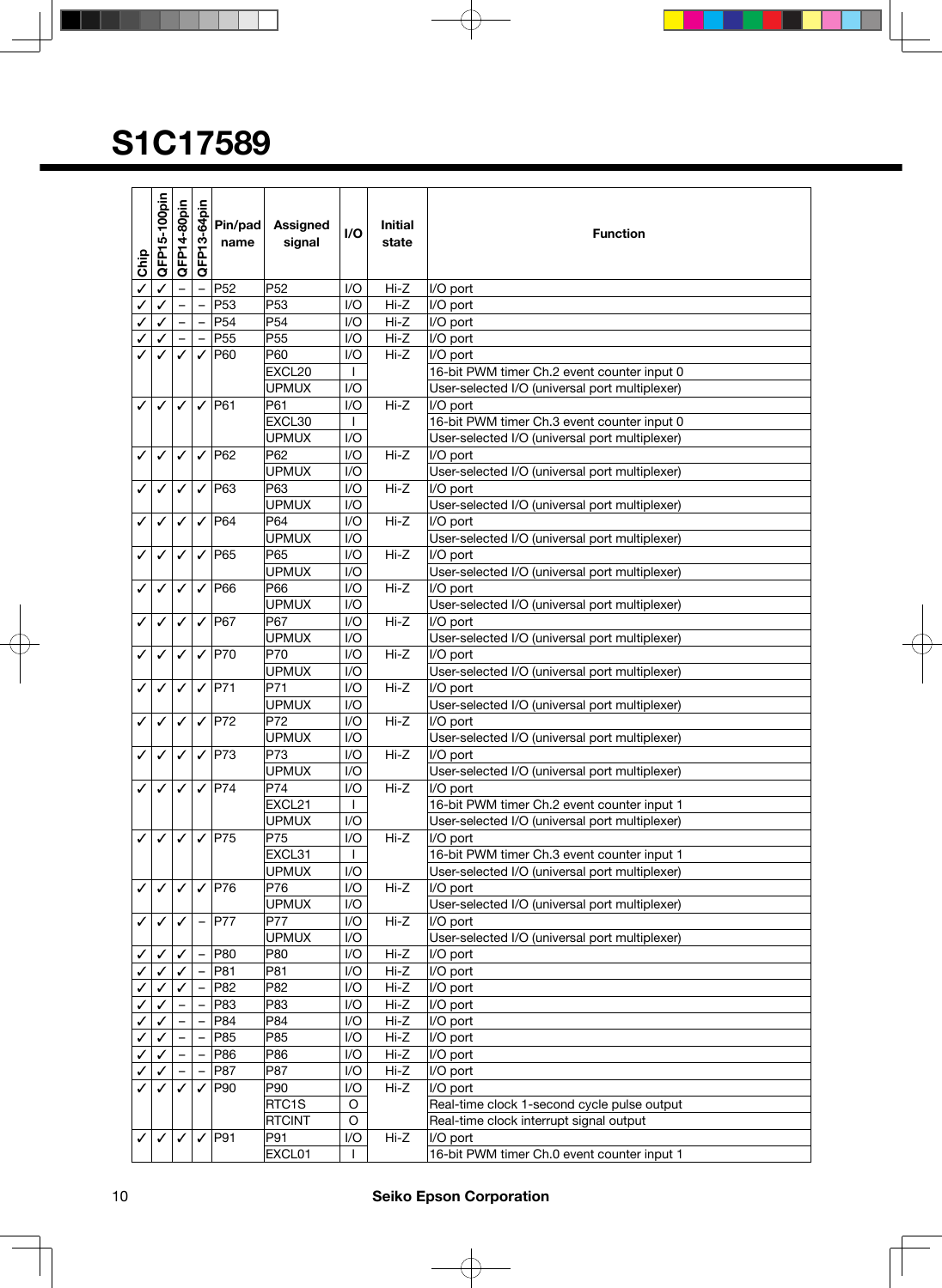# S1C17589

| Chip | QFP15-100pin | QFP14-80pin | QFP13-64pin | Pin/pad name | Assigned signal | I/O | Initial state | Function |
|---|---|---|---|---|---|---|---|---|
| ✓ | ✓ | – | – | P52 | P52 | I/O | Hi-Z | I/O port |
| ✓ | ✓ | – | – | P53 | P53 | I/O | Hi-Z | I/O port |
| ✓ | ✓ | – | – | P54 | P54 | I/O | Hi-Z | I/O port |
| ✓ | ✓ | – | – | P55 | P55 | I/O | Hi-Z | I/O port |
| ✓ | ✓ | ✓ | ✓ | P60 | P60 | I/O | Hi-Z | I/O port |
| | | | | | EXCL20 | I | | 16-bit PWM timer Ch.2 event counter input 0 |
| | | | | | UPMUX | I/O | | User-selected I/O (universal port multiplexer) |
| ✓ | ✓ | ✓ | ✓ | P61 | P61 | I/O | Hi-Z | I/O port |
| | | | | | EXCL30 | I | | 16-bit PWM timer Ch.3 event counter input 0 |
| | | | | | UPMUX | I/O | | User-selected I/O (universal port multiplexer) |
| ✓ | ✓ | ✓ | ✓ | P62 | P62 | I/O | Hi-Z | I/O port |
| | | | | | UPMUX | I/O | | User-selected I/O (universal port multiplexer) |
| ✓ | ✓ | ✓ | ✓ | P63 | P63 | I/O | Hi-Z | I/O port |
| | | | | | UPMUX | I/O | | User-selected I/O (universal port multiplexer) |
| ✓ | ✓ | ✓ | ✓ | P64 | P64 | I/O | Hi-Z | I/O port |
| | | | | | UPMUX | I/O | | User-selected I/O (universal port multiplexer) |
| ✓ | ✓ | ✓ | ✓ | P65 | P65 | I/O | Hi-Z | I/O port |
| | | | | | UPMUX | I/O | | User-selected I/O (universal port multiplexer) |
| ✓ | ✓ | ✓ | ✓ | P66 | P66 | I/O | Hi-Z | I/O port |
| | | | | | UPMUX | I/O | | User-selected I/O (universal port multiplexer) |
| ✓ | ✓ | ✓ | ✓ | P67 | P67 | I/O | Hi-Z | I/O port |
| | | | | | UPMUX | I/O | | User-selected I/O (universal port multiplexer) |
| ✓ | ✓ | ✓ | ✓ | P70 | P70 | I/O | Hi-Z | I/O port |
| | | | | | UPMUX | I/O | | User-selected I/O (universal port multiplexer) |
| ✓ | ✓ | ✓ | ✓ | P71 | P71 | I/O | Hi-Z | I/O port |
| | | | | | UPMUX | I/O | | User-selected I/O (universal port multiplexer) |
| ✓ | ✓ | ✓ | ✓ | P72 | P72 | I/O | Hi-Z | I/O port |
| | | | | | UPMUX | I/O | | User-selected I/O (universal port multiplexer) |
| ✓ | ✓ | ✓ | ✓ | P73 | P73 | I/O | Hi-Z | I/O port |
| | | | | | UPMUX | I/O | | User-selected I/O (universal port multiplexer) |
| ✓ | ✓ | ✓ | ✓ | P74 | P74 | I/O | Hi-Z | I/O port |
| | | | | | EXCL21 | I | | 16-bit PWM timer Ch.2 event counter input 1 |
| | | | | | UPMUX | I/O | | User-selected I/O (universal port multiplexer) |
| ✓ | ✓ | ✓ | ✓ | P75 | P75 | I/O | Hi-Z | I/O port |
| | | | | | EXCL31 | I | | 16-bit PWM timer Ch.3 event counter input 1 |
| | | | | | UPMUX | I/O | | User-selected I/O (universal port multiplexer) |
| ✓ | ✓ | ✓ | ✓ | P76 | P76 | I/O | Hi-Z | I/O port |
| | | | | | UPMUX | I/O | | User-selected I/O (universal port multiplexer) |
| ✓ | ✓ | ✓ | – | P77 | P77 | I/O | Hi-Z | I/O port |
| | | | | | UPMUX | I/O | | User-selected I/O (universal port multiplexer) |
| ✓ | ✓ | ✓ | – | P80 | P80 | I/O | Hi-Z | I/O port |
| ✓ | ✓ | ✓ | – | P81 | P81 | I/O | Hi-Z | I/O port |
| ✓ | ✓ | ✓ | – | P82 | P82 | I/O | Hi-Z | I/O port |
| ✓ | ✓ | – | – | P83 | P83 | I/O | Hi-Z | I/O port |
| ✓ | ✓ | – | – | P84 | P84 | I/O | Hi-Z | I/O port |
| ✓ | ✓ | – | – | P85 | P85 | I/O | Hi-Z | I/O port |
| ✓ | ✓ | – | – | P86 | P86 | I/O | Hi-Z | I/O port |
| ✓ | ✓ | – | – | P87 | P87 | I/O | Hi-Z | I/O port |
| ✓ | ✓ | ✓ | ✓ | P90 | P90 | I/O | Hi-Z | I/O port |
| | | | | | RTC1S | O | | Real-time clock 1-second cycle pulse output |
| | | | | | RTCINT | O | | Real-time clock interrupt signal output |
| ✓ | ✓ | ✓ | ✓ | P91 | P91 | I/O | Hi-Z | I/O port |
| | | | | | EXCL01 | I | | 16-bit PWM timer Ch.0 event counter input 1 |

Seiko Epson Corporation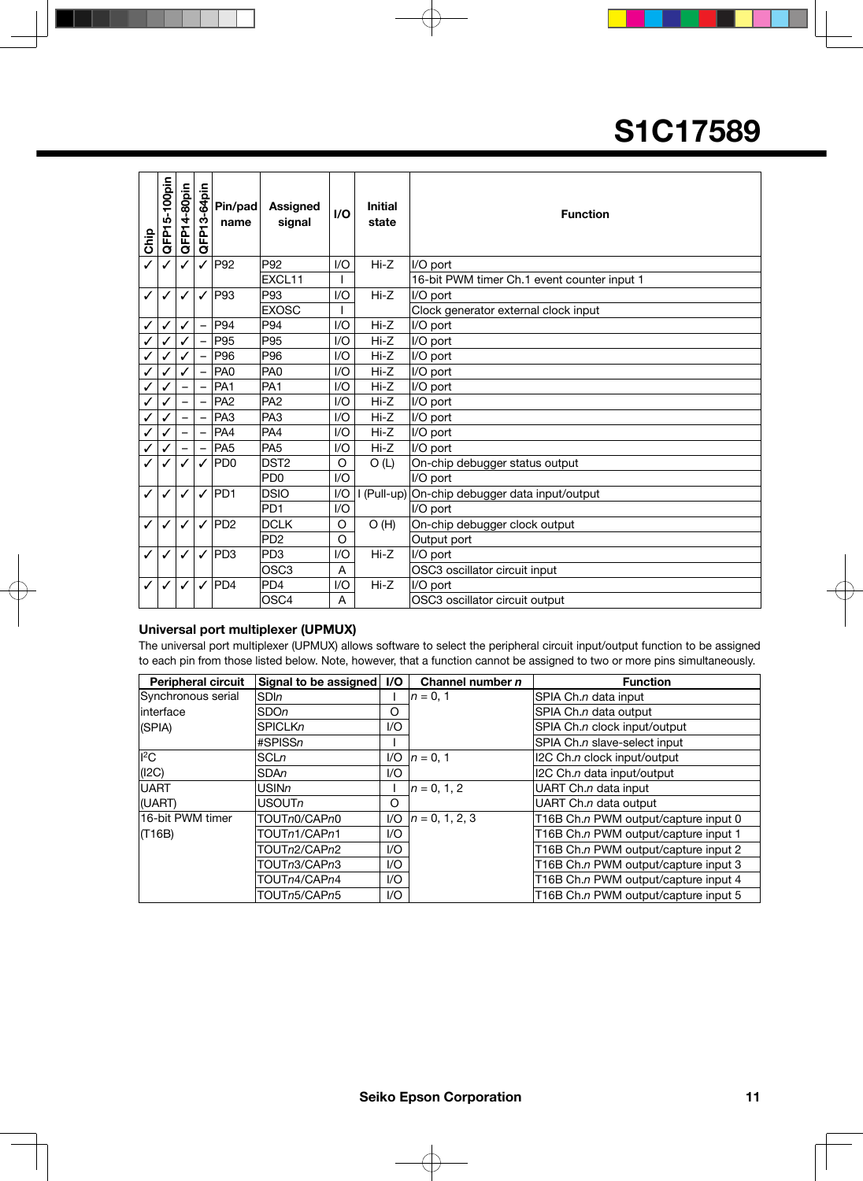# S1C17589

| Chip | QFP15-100pin | QFP14-80pin | QFP13-64pin | Pin/pad name | Assigned signal | I/O | Initial state | Function |
|---|---|---|---|---|---|---|---|---|
| ✓ | ✓ | ✓ | ✓ | P92 | P92 | I/O | Hi-Z | I/O port |
| | | | | | EXCL11 | I | | 16-bit PWM timer Ch.1 event counter input 1 |
| ✓ | ✓ | ✓ | ✓ | P93 | P93 | I/O | Hi-Z | I/O port |
| | | | | | EXOSC | I | | Clock generator external clock input |
| ✓ | ✓ | ✓ | – | P94 | P94 | I/O | Hi-Z | I/O port |
| ✓ | ✓ | ✓ | – | P95 | P95 | I/O | Hi-Z | I/O port |
| ✓ | ✓ | ✓ | – | P96 | P96 | I/O | Hi-Z | I/O port |
| ✓ | ✓ | ✓ | – | PA0 | PA0 | I/O | Hi-Z | I/O port |
| ✓ | ✓ | – | – | PA1 | PA1 | I/O | Hi-Z | I/O port |
| ✓ | ✓ | – | – | PA2 | PA2 | I/O | Hi-Z | I/O port |
| ✓ | ✓ | – | – | PA3 | PA3 | I/O | Hi-Z | I/O port |
| ✓ | ✓ | – | – | PA4 | PA4 | I/O | Hi-Z | I/O port |
| ✓ | ✓ | – | – | PA5 | PA5 | I/O | Hi-Z | I/O port |
| ✓ | ✓ | ✓ | ✓ | PD0 | DST2 | O | O (L) | On-chip debugger status output |
| | | | | | PD0 | I/O | | I/O port |
| ✓ | ✓ | ✓ | ✓ | PD1 | DSIO | I/O | I (Pull-up) | On-chip debugger data input/output |
| | | | | | PD1 | I/O | | I/O port |
| ✓ | ✓ | ✓ | ✓ | PD2 | DCLK | O | O (H) | On-chip debugger clock output |
| | | | | | PD2 | O | | Output port |
| ✓ | ✓ | ✓ | ✓ | PD3 | PD3 | I/O | Hi-Z | I/O port |
| | | | | | OSC3 | A | | OSC3 oscillator circuit input |
| ✓ | ✓ | ✓ | ✓ | PD4 | PD4 | I/O | Hi-Z | I/O port |
| | | | | | OSC4 | A | | OSC3 oscillator circuit output |

### Universal port multiplexer (UPMUX)

The universal port multiplexer (UPMUX) allows software to select the peripheral circuit input/output function to be assigned to each pin from those listed below. Note, however, that a function cannot be assigned to two or more pins simultaneously.

| Peripheral circuit | Signal to be assigned | I/O | Channel number *n* | Function |
|---|---|---|---|---|
| Synchronous serial interface (SPIA) | SDI*n* | I | *n* = 0, 1 | SPIA Ch.*n* data input |
| | SDO*n* | O | | SPIA Ch.*n* data output |
| | SPICLK*n* | I/O | | SPIA Ch.*n* clock input/output |
| | #SPISS*n* | I | | SPIA Ch.*n* slave-select input |
| I$^2$C (I2C) | SCL*n* | I/O | *n* = 0, 1 | I2C Ch.*n* clock input/output |
| | SDA*n* | I/O | | I2C Ch.*n* data input/output |
| UART (UART) | USIN*n* | I | *n* = 0, 1, 2 | UART Ch.*n* data input |
| | USOUT*n* | O | | UART Ch.*n* data output |
| 16-bit PWM timer (T16B) | TOUT*n*0/CAP*n*0 | I/O | *n* = 0, 1, 2, 3 | T16B Ch.*n* PWM output/capture input 0 |
| | TOUT*n*1/CAP*n*1 | I/O | | T16B Ch.*n* PWM output/capture input 1 |
| | TOUT*n*2/CAP*n*2 | I/O | | T16B Ch.*n* PWM output/capture input 2 |
| | TOUT*n*3/CAP*n*3 | I/O | | T16B Ch.*n* PWM output/capture input 3 |
| | TOUT*n*4/CAP*n*4 | I/O | | T16B Ch.*n* PWM output/capture input 4 |
| | TOUT*n*5/CAP*n*5 | I/O | | T16B Ch.*n* PWM output/capture input 5 |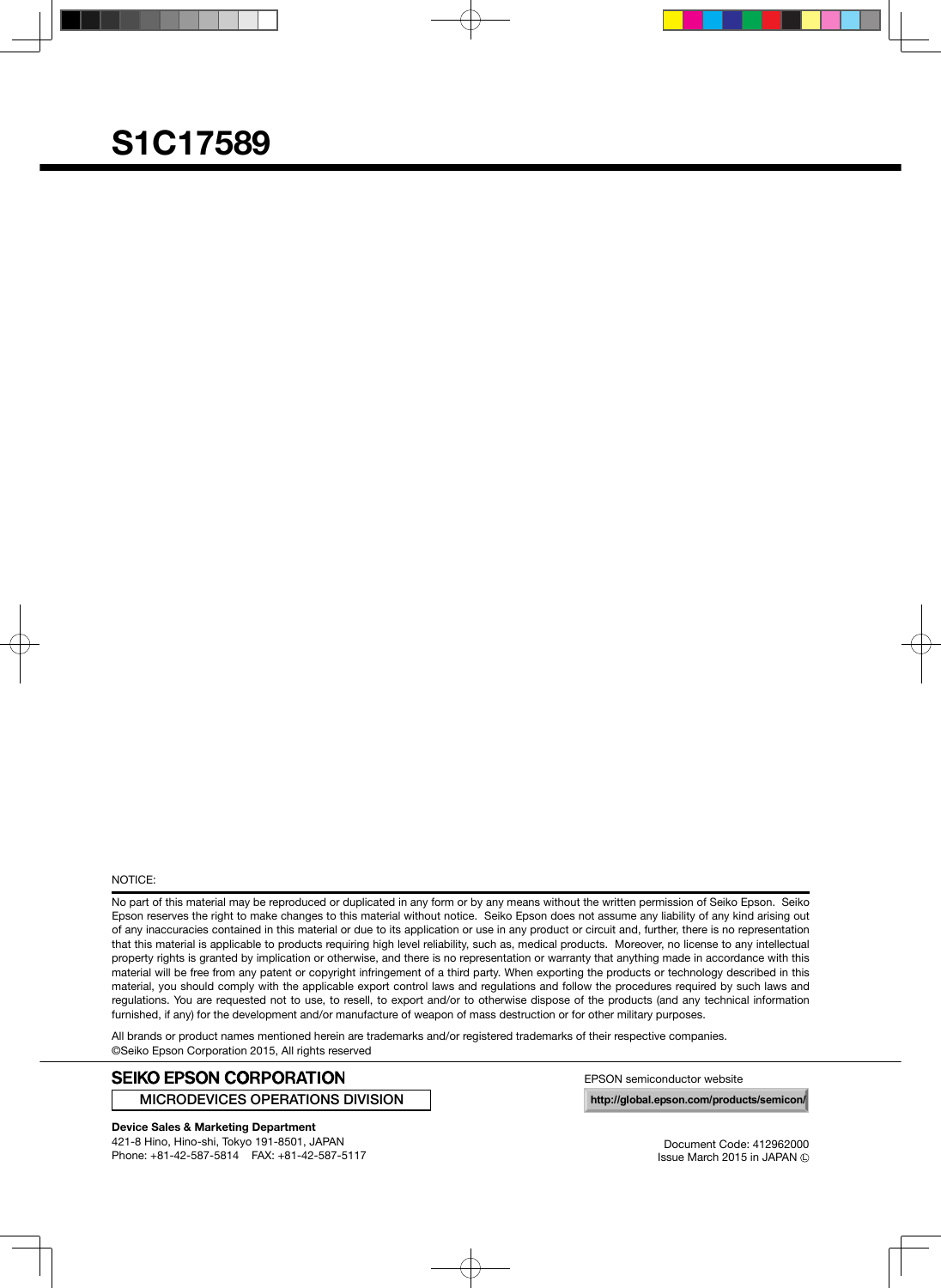# S1C17589

NOTICE:

No part of this material may be reproduced or duplicated in any form or by any means without the written permission of Seiko Epson. Seiko Epson reserves the right to make changes to this material without notice. Seiko Epson does not assume any liability of any kind arising out of any inaccuracies contained in this material or due to its application or use in any product or circuit and, further, there is no representation that this material is applicable to products requiring high level reliability, such as, medical products. Moreover, no license to any intellectual property rights is granted by implication or otherwise, and there is no representation or warranty that anything made in accordance with this material will be free from any patent or copyright infringement of a third party. When exporting the products or technology described in this material, you should comply with the applicable export control laws and regulations and follow the procedures required by such laws and regulations. You are requested not to use, to resell, to export and/or to otherwise dispose of the products (and any technical information furnished, if any) for the development and/or manufacture of weapon of mass destruction or for other military purposes.

All brands or product names mentioned herein are trademarks and/or registered trademarks of their respective companies.
©Seiko Epson Corporation 2015, All rights reserved

**SEIKO EPSON CORPORATION**

MICRODEVICES OPERATIONS DIVISION

**Device Sales & Marketing Department**
421-8 Hino, Hino-shi, Tokyo 191-8501, JAPAN
Phone: +81-42-587-5814　FAX: +81-42-587-5117

EPSON semiconductor website

**http://global.epson.com/products/semicon/**

Document Code: 412962000
Issue March 2015 in JAPAN Ⓛ